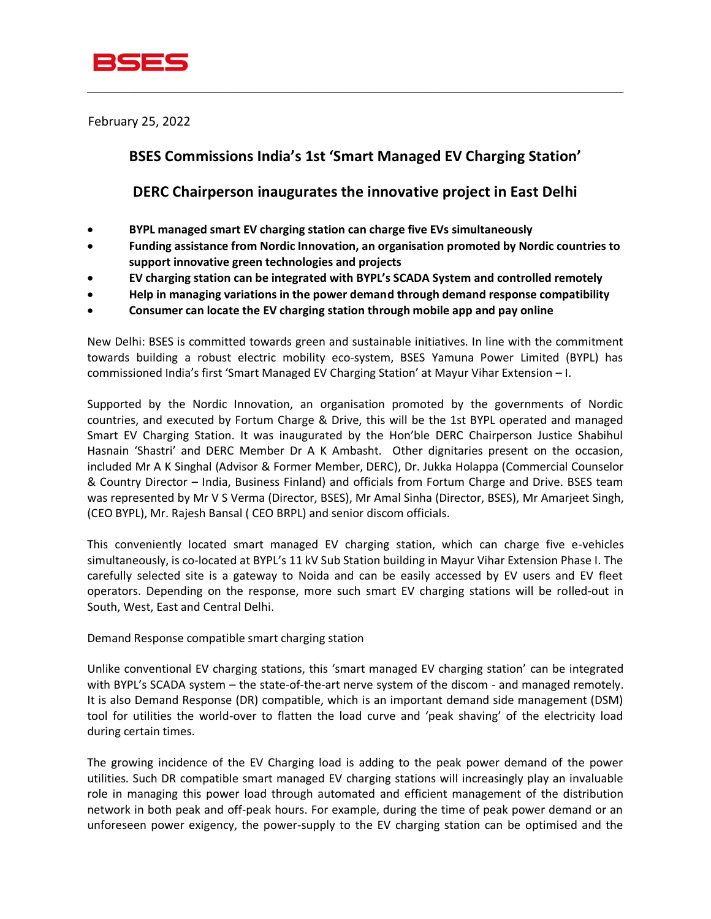BSES

February 25, 2022

## BSES Commissions India's 1st 'Smart Managed EV Charging Station'

## DERC Chairperson inaugurates the innovative project in East Delhi

- **BYPL managed smart EV charging station can charge five EVs simultaneously**
- **Funding assistance from Nordic Innovation, an organisation promoted by Nordic countries to support innovative green technologies and projects**
- **EV charging station can be integrated with BYPL's SCADA System and controlled remotely**
- **Help in managing variations in the power demand through demand response compatibility**
- **Consumer can locate the EV charging station through mobile app and pay online**

New Delhi: BSES is committed towards green and sustainable initiatives. In line with the commitment towards building a robust electric mobility eco-system, BSES Yamuna Power Limited (BYPL) has commissioned India's first 'Smart Managed EV Charging Station' at Mayur Vihar Extension – I.

Supported by the Nordic Innovation, an organisation promoted by the governments of Nordic countries, and executed by Fortum Charge & Drive, this will be the 1st BYPL operated and managed Smart EV Charging Station. It was inaugurated by the Hon'ble DERC Chairperson Justice Shabihul Hasnain 'Shastri' and DERC Member Dr A K Ambasht. Other dignitaries present on the occasion, included Mr A K Singhal (Advisor & Former Member, DERC), Dr. Jukka Holappa (Commercial Counselor & Country Director – India, Business Finland) and officials from Fortum Charge and Drive. BSES team was represented by Mr V S Verma (Director, BSES), Mr Amal Sinha (Director, BSES), Mr Amarjeet Singh, (CEO BYPL), Mr. Rajesh Bansal ( CEO BRPL) and senior discom officials.

This conveniently located smart managed EV charging station, which can charge five e-vehicles simultaneously, is co-located at BYPL's 11 kV Sub Station building in Mayur Vihar Extension Phase I. The carefully selected site is a gateway to Noida and can be easily accessed by EV users and EV fleet operators. Depending on the response, more such smart EV charging stations will be rolled-out in South, West, East and Central Delhi.

Demand Response compatible smart charging station

Unlike conventional EV charging stations, this 'smart managed EV charging station' can be integrated with BYPL's SCADA system – the state-of-the-art nerve system of the discom - and managed remotely. It is also Demand Response (DR) compatible, which is an important demand side management (DSM) tool for utilities the world-over to flatten the load curve and 'peak shaving' of the electricity load during certain times.

The growing incidence of the EV Charging load is adding to the peak power demand of the power utilities. Such DR compatible smart managed EV charging stations will increasingly play an invaluable role in managing this power load through automated and efficient management of the distribution network in both peak and off-peak hours. For example, during the time of peak power demand or an unforeseen power exigency, the power-supply to the EV charging station can be optimised and the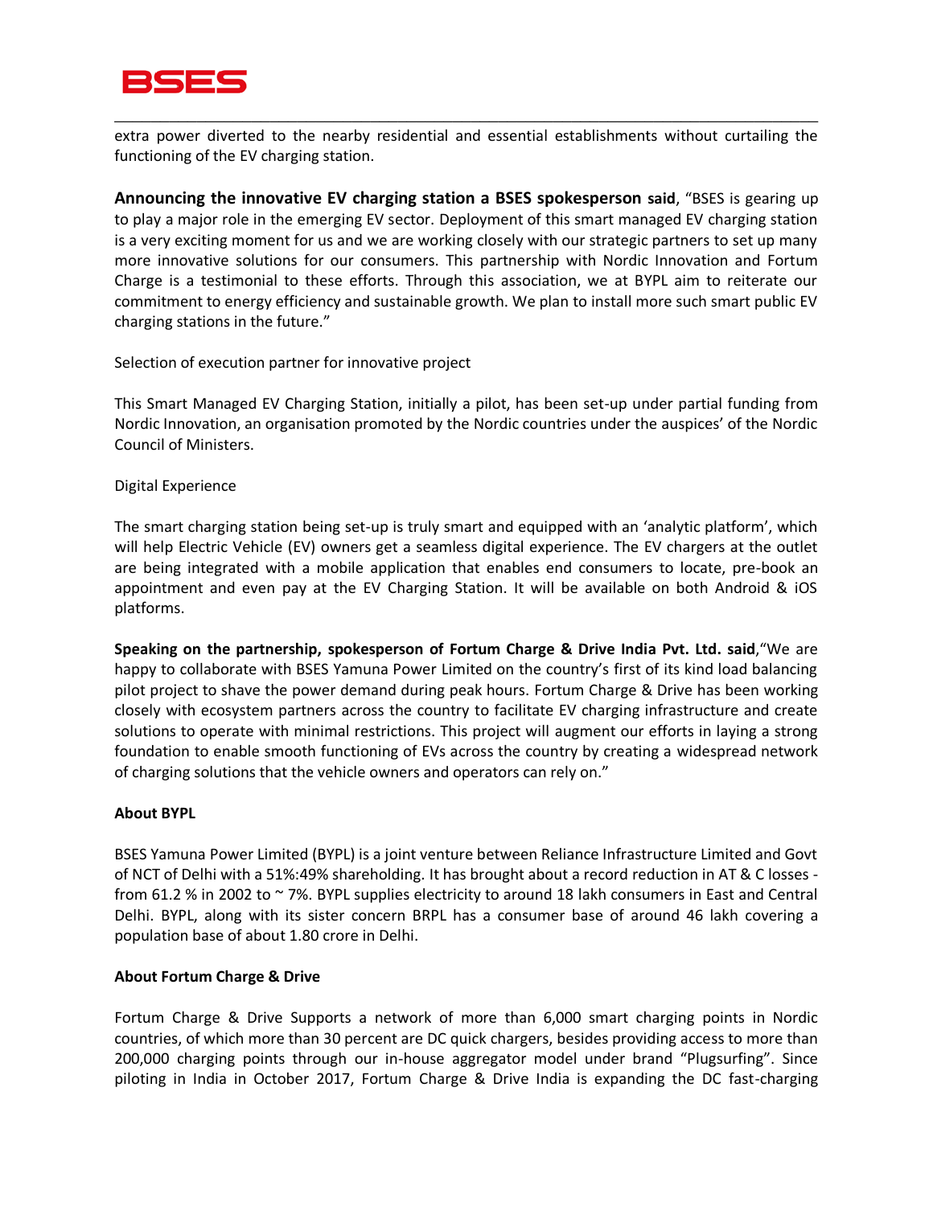extra power diverted to the nearby residential and essential establishments without curtailing the functioning of the EV charging station.

**Announcing the innovative EV charging station a BSES spokesperson said**, "BSES is gearing up to play a major role in the emerging EV sector. Deployment of this smart managed EV charging station is a very exciting moment for us and we are working closely with our strategic partners to set up many more innovative solutions for our consumers. This partnership with Nordic Innovation and Fortum Charge is a testimonial to these efforts. Through this association, we at BYPL aim to reiterate our commitment to energy efficiency and sustainable growth. We plan to install more such smart public EV charging stations in the future."

Selection of execution partner for innovative project

This Smart Managed EV Charging Station, initially a pilot, has been set-up under partial funding from Nordic Innovation, an organisation promoted by the Nordic countries under the auspices' of the Nordic Council of Ministers.

Digital Experience

The smart charging station being set-up is truly smart and equipped with an 'analytic platform', which will help Electric Vehicle (EV) owners get a seamless digital experience. The EV chargers at the outlet are being integrated with a mobile application that enables end consumers to locate, pre-book an appointment and even pay at the EV Charging Station. It will be available on both Android & iOS platforms.

**Speaking on the partnership, spokesperson of Fortum Charge & Drive India Pvt. Ltd. said**,"We are happy to collaborate with BSES Yamuna Power Limited on the country's first of its kind load balancing pilot project to shave the power demand during peak hours. Fortum Charge & Drive has been working closely with ecosystem partners across the country to facilitate EV charging infrastructure and create solutions to operate with minimal restrictions. This project will augment our efforts in laying a strong foundation to enable smooth functioning of EVs across the country by creating a widespread network of charging solutions that the vehicle owners and operators can rely on."

**About BYPL**

BSES Yamuna Power Limited (BYPL) is a joint venture between Reliance Infrastructure Limited and Govt of NCT of Delhi with a 51%:49% shareholding. It has brought about a record reduction in AT & C losses - from 61.2 % in 2002 to ~ 7%. BYPL supplies electricity to around 18 lakh consumers in East and Central Delhi. BYPL, along with its sister concern BRPL has a consumer base of around 46 lakh covering a population base of about 1.80 crore in Delhi.

**About Fortum Charge & Drive**

Fortum Charge & Drive Supports a network of more than 6,000 smart charging points in Nordic countries, of which more than 30 percent are DC quick chargers, besides providing access to more than 200,000 charging points through our in-house aggregator model under brand "Plugsurfing". Since piloting in India in October 2017, Fortum Charge & Drive India is expanding the DC fast-charging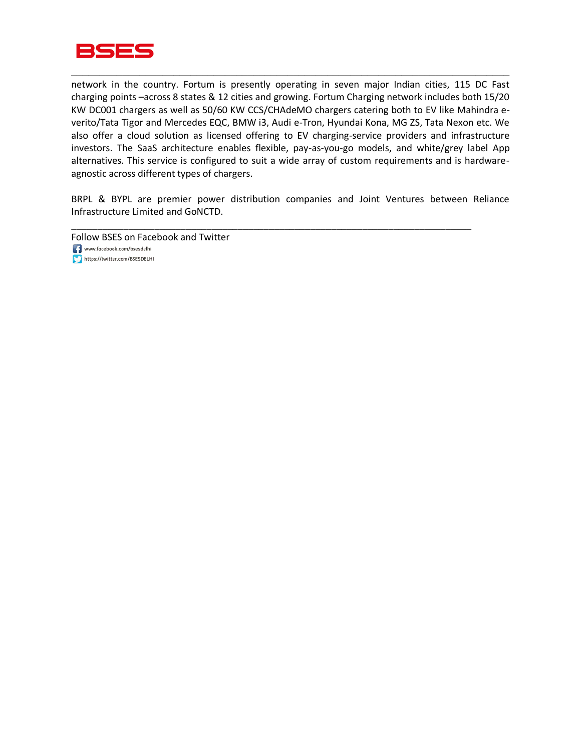network in the country. Fortum is presently operating in seven major Indian cities, 115 DC Fast charging points –across 8 states & 12 cities and growing. Fortum Charging network includes both 15/20 KW DC001 chargers as well as 50/60 KW CCS/CHAdeMO chargers catering both to EV like Mahindra e-verito/Tata Tigor and Mercedes EQC, BMW i3, Audi e-Tron, Hyundai Kona, MG ZS, Tata Nexon etc. We also offer a cloud solution as licensed offering to EV charging-service providers and infrastructure investors. The SaaS architecture enables flexible, pay-as-you-go models, and white/grey label App alternatives. This service is configured to suit a wide array of custom requirements and is hardware-agnostic across different types of chargers.

BRPL & BYPL are premier power distribution companies and Joint Ventures between Reliance Infrastructure Limited and GoNCTD.

---

Follow BSES on Facebook and Twitter

www.facebook.com/bsesdelhi

https://twitter.com/BSESDELHI